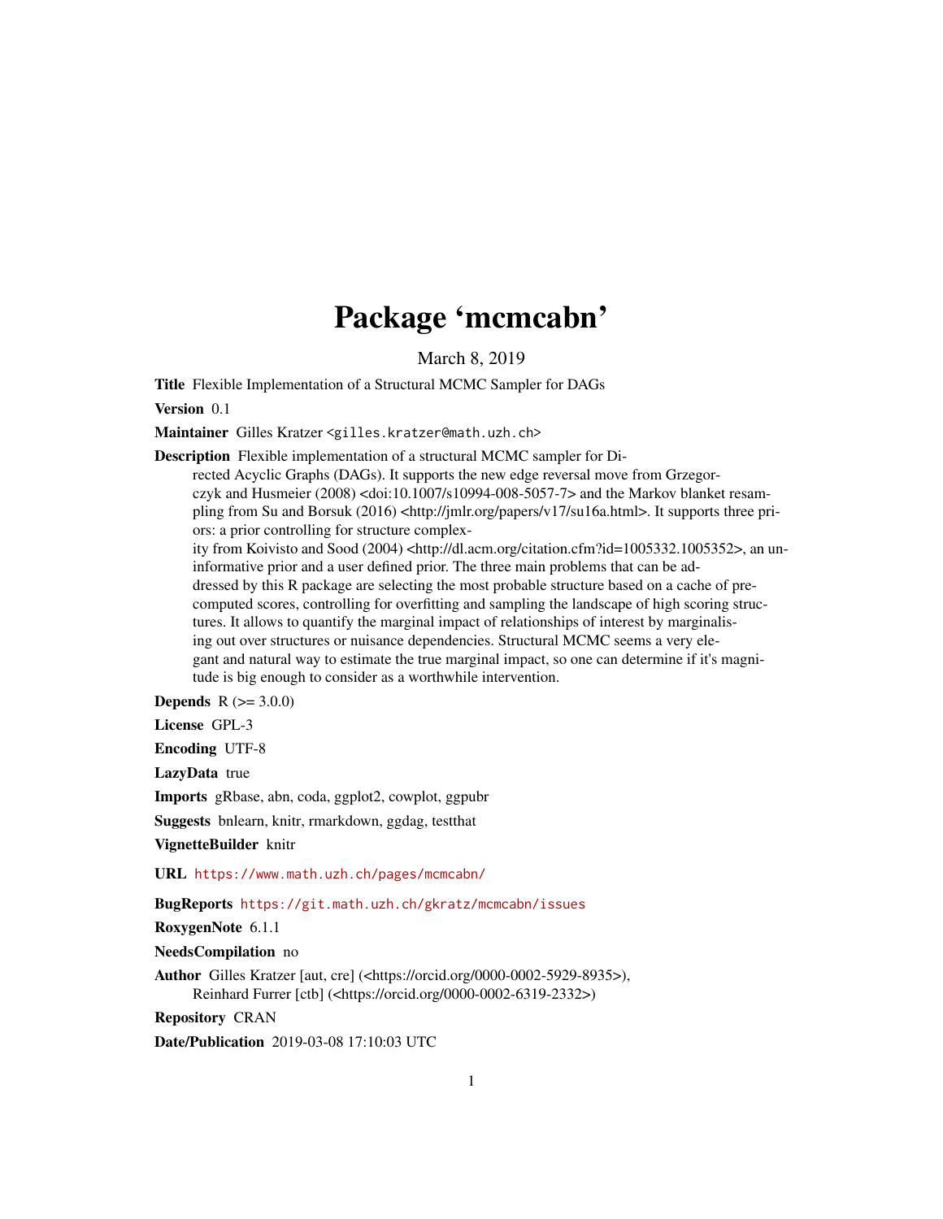# Package 'mcmcabn'

March 8, 2019

**Title** Flexible Implementation of a Structural MCMC Sampler for DAGs

**Version** 0.1

**Maintainer** Gilles Kratzer <gilles.kratzer@math.uzh.ch>

**Description** Flexible implementation of a structural MCMC sampler for Directed Acyclic Graphs (DAGs). It supports the new edge reversal move from Grzegorczyk and Husmeier (2008) <doi:10.1007/s10994-008-5057-7> and the Markov blanket resampling from Su and Borsuk (2016) <http://jmlr.org/papers/v17/su16a.html>. It supports three priors: a prior controlling for structure complexity from Koivisto and Sood (2004) <http://dl.acm.org/citation.cfm?id=1005332.1005352>, an uninformative prior and a user defined prior. The three main problems that can be addressed by this R package are selecting the most probable structure based on a cache of pre-computed scores, controlling for overfitting and sampling the landscape of high scoring structures. It allows to quantify the marginal impact of relationships of interest by marginalising out over structures or nuisance dependencies. Structural MCMC seems a very elegant and natural way to estimate the true marginal impact, so one can determine if it's magnitude is big enough to consider as a worthwhile intervention.

**Depends** R (>= 3.0.0)

**License** GPL-3

**Encoding** UTF-8

**LazyData** true

**Imports** gRbase, abn, coda, ggplot2, cowplot, ggpubr

**Suggests** bnlearn, knitr, rmarkdown, ggdag, testthat

**VignetteBuilder** knitr

**URL** https://www.math.uzh.ch/pages/mcmcabn/

**BugReports** https://git.math.uzh.ch/gkratz/mcmcabn/issues

**RoxygenNote** 6.1.1

**NeedsCompilation** no

**Author** Gilles Kratzer [aut, cre] (<https://orcid.org/0000-0002-5929-8935>), Reinhard Furrer [ctb] (<https://orcid.org/0000-0002-6319-2332>)

**Repository** CRAN

**Date/Publication** 2019-03-08 17:10:03 UTC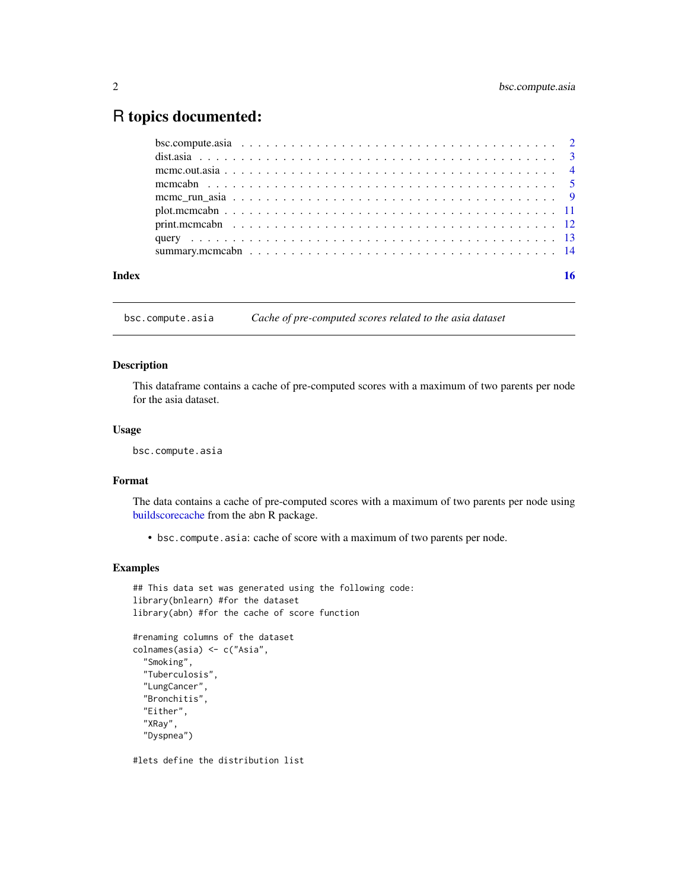# R topics documented:

| | |
|---|---|
| bsc.compute.asia | 2 |
| dist.asia | 3 |
| mcmc.out.asia | 4 |
| mcmcabn | 5 |
| mcmc_run_asia | 9 |
| plot.mcmcabn | 11 |
| print.mcmcabn | 12 |
| query | 13 |
| summary.mcmcabn | 14 |
| **Index** | **16** |

---

`bsc.compute.asia` *Cache of pre-computed scores related to the asia dataset*

---

### Description

This dataframe contains a cache of pre-computed scores with a maximum of two parents per node for the asia dataset.

### Usage

```
bsc.compute.asia
```

### Format

The data contains a cache of pre-computed scores with a maximum of two parents per node using buildscorecache from the abn R package.

- `bsc.compute.asia`: cache of score with a maximum of two parents per node.

### Examples

```
## This data set was generated using the following code:
library(bnlearn) #for the dataset
library(abn) #for the cache of score function

#renaming columns of the dataset
colnames(asia) <- c("Asia",
  "Smoking",
  "Tuberculosis",
  "LungCancer",
  "Bronchitis",
  "Either",
  "XRay",
  "Dyspnea")

#lets define the distribution list
```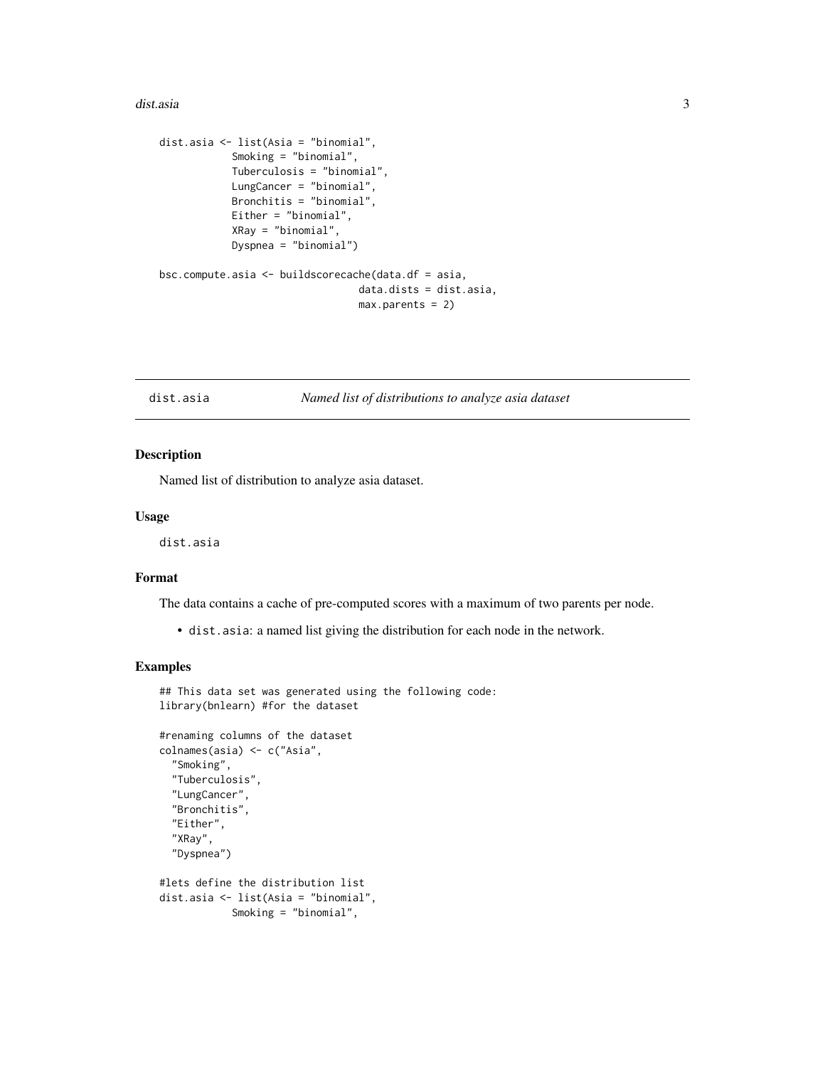```
dist.asia <- list(Asia = "binomial",
            Smoking = "binomial",
            Tuberculosis = "binomial",
            LungCancer = "binomial",
            Bronchitis = "binomial",
            Either = "binomial",
            XRay = "binomial",
            Dyspnea = "binomial")

bsc.compute.asia <- buildscorecache(data.df = asia,
                                    data.dists = dist.asia,
                                    max.parents = 2)
```

## dist.asia — *Named list of distributions to analyze asia dataset*

### Description

Named list of distribution to analyze asia dataset.

### Usage

```
dist.asia
```

### Format

The data contains a cache of pre-computed scores with a maximum of two parents per node.

- `dist.asia`: a named list giving the distribution for each node in the network.

### Examples

```
## This data set was generated using the following code:
library(bnlearn) #for the dataset

#renaming columns of the dataset
colnames(asia) <- c("Asia",
  "Smoking",
  "Tuberculosis",
  "LungCancer",
  "Bronchitis",
  "Either",
  "XRay",
  "Dyspnea")

#lets define the distribution list
dist.asia <- list(Asia = "binomial",
            Smoking = "binomial",
```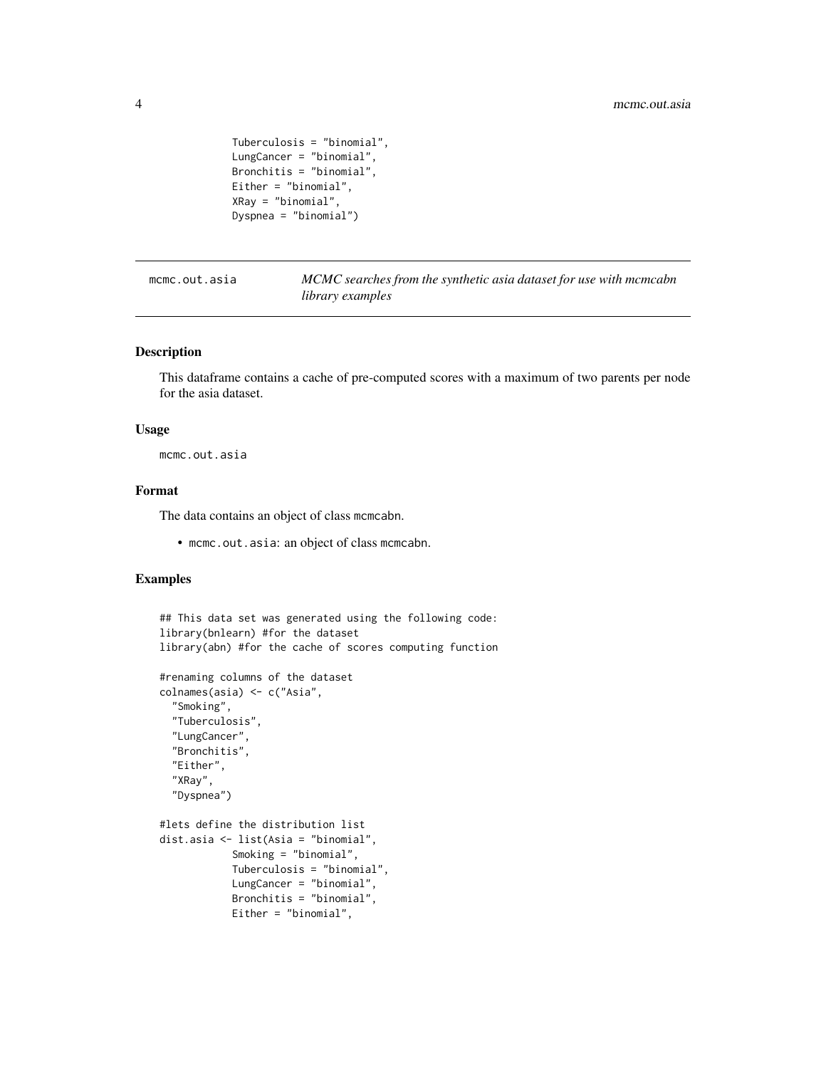```
            Tuberculosis = "binomial",
            LungCancer = "binomial",
            Bronchitis = "binomial",
            Either = "binomial",
            XRay = "binomial",
            Dyspnea = "binomial")
```

## mcmc.out.asia

*MCMC searches from the synthetic asia dataset for use with mcmcabn library examples*

### Description

This dataframe contains a cache of pre-computed scores with a maximum of two parents per node for the asia dataset.

### Usage

```
mcmc.out.asia
```

### Format

The data contains an object of class mcmcabn.

- mcmc.out.asia: an object of class mcmcabn.

### Examples

```
## This data set was generated using the following code:
library(bnlearn) #for the dataset
library(abn) #for the cache of scores computing function

#renaming columns of the dataset
colnames(asia) <- c("Asia",
  "Smoking",
  "Tuberculosis",
  "LungCancer",
  "Bronchitis",
  "Either",
  "XRay",
  "Dyspnea")

#lets define the distribution list
dist.asia <- list(Asia = "binomial",
            Smoking = "binomial",
            Tuberculosis = "binomial",
            LungCancer = "binomial",
            Bronchitis = "binomial",
            Either = "binomial",
```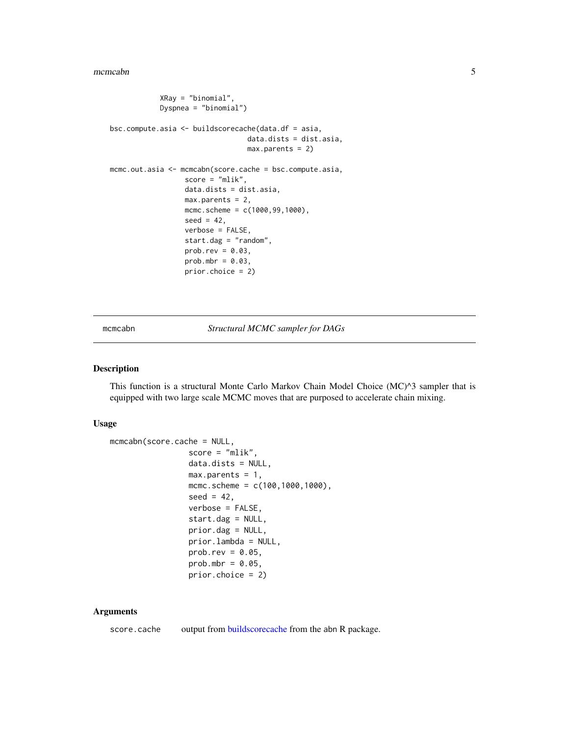```
            XRay = "binomial",
            Dyspnea = "binomial")

bsc.compute.asia <- buildscorecache(data.df = asia,
                                    data.dists = dist.asia,
                                    max.parents = 2)

mcmc.out.asia <- mcmcabn(score.cache = bsc.compute.asia,
                  score = "mlik",
                  data.dists = dist.asia,
                  max.parents = 2,
                  mcmc.scheme = c(1000,99,1000),
                  seed = 42,
                  verbose = FALSE,
                  start.dag = "random",
                  prob.rev = 0.03,
                  prob.mbr = 0.03,
                  prior.choice = 2)
```

## mcmcabn — *Structural MCMC sampler for DAGs*

### Description

This function is a structural Monte Carlo Markov Chain Model Choice (MC)^3 sampler that is equipped with two large scale MCMC moves that are purposed to accelerate chain mixing.

### Usage

```
mcmcabn(score.cache = NULL,
                 score = "mlik",
                 data.dists = NULL,
                 max.parents = 1,
                 mcmc.scheme = c(100,1000,1000),
                 seed = 42,
                 verbose = FALSE,
                 start.dag = NULL,
                 prior.dag = NULL,
                 prior.lambda = NULL,
                 prob.rev = 0.05,
                 prob.mbr = 0.05,
                 prior.choice = 2)
```

### Arguments

`score.cache` output from buildscorecache from the abn R package.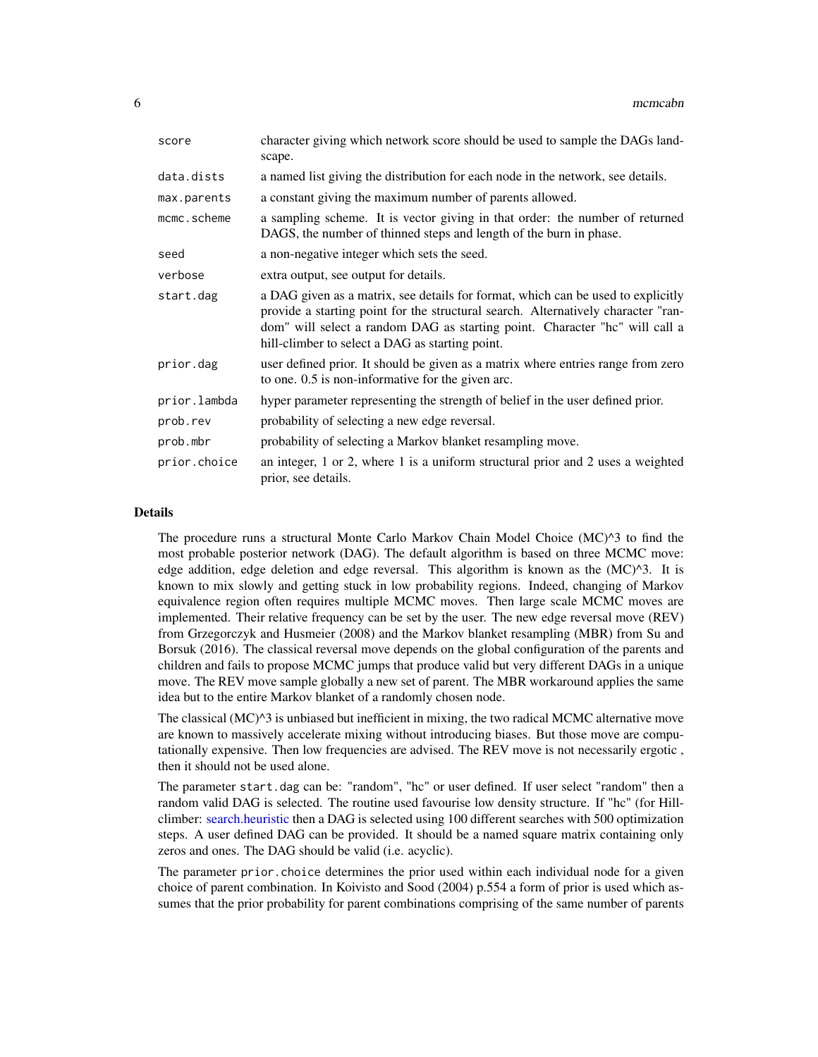| | |
|---|---|
| score | character giving which network score should be used to sample the DAGs landscape. |
| data.dists | a named list giving the distribution for each node in the network, see details. |
| max.parents | a constant giving the maximum number of parents allowed. |
| mcmc.scheme | a sampling scheme. It is vector giving in that order: the number of returned DAGS, the number of thinned steps and length of the burn in phase. |
| seed | a non-negative integer which sets the seed. |
| verbose | extra output, see output for details. |
| start.dag | a DAG given as a matrix, see details for format, which can be used to explicitly provide a starting point for the structural search. Alternatively character "random" will select a random DAG as starting point. Character "hc" will call a hill-climber to select a DAG as starting point. |
| prior.dag | user defined prior. It should be given as a matrix where entries range from zero to one. 0.5 is non-informative for the given arc. |
| prior.lambda | hyper parameter representing the strength of belief in the user defined prior. |
| prob.rev | probability of selecting a new edge reversal. |
| prob.mbr | probability of selecting a Markov blanket resampling move. |
| prior.choice | an integer, 1 or 2, where 1 is a uniform structural prior and 2 uses a weighted prior, see details. |

## Details

The procedure runs a structural Monte Carlo Markov Chain Model Choice (MC)^3 to find the most probable posterior network (DAG). The default algorithm is based on three MCMC move: edge addition, edge deletion and edge reversal. This algorithm is known as the (MC)^3. It is known to mix slowly and getting stuck in low probability regions. Indeed, changing of Markov equivalence region often requires multiple MCMC moves. Then large scale MCMC moves are implemented. Their relative frequency can be set by the user. The new edge reversal move (REV) from Grzegorczyk and Husmeier (2008) and the Markov blanket resampling (MBR) from Su and Borsuk (2016). The classical reversal move depends on the global configuration of the parents and children and fails to propose MCMC jumps that produce valid but very different DAGs in a unique move. The REV move sample globally a new set of parent. The MBR workaround applies the same idea but to the entire Markov blanket of a randomly chosen node.

The classical (MC)^3 is unbiased but inefficient in mixing, the two radical MCMC alternative move are known to massively accelerate mixing without introducing biases. But those move are computationally expensive. Then low frequencies are advised. The REV move is not necessarily ergotic , then it should not be used alone.

The parameter start.dag can be: "random", "hc" or user defined. If user select "random" then a random valid DAG is selected. The routine used favourise low density structure. If "hc" (for Hill-climber: search.heuristic then a DAG is selected using 100 different searches with 500 optimization steps. A user defined DAG can be provided. It should be a named square matrix containing only zeros and ones. The DAG should be valid (i.e. acyclic).

The parameter prior.choice determines the prior used within each individual node for a given choice of parent combination. In Koivisto and Sood (2004) p.554 a form of prior is used which assumes that the prior probability for parent combinations comprising of the same number of parents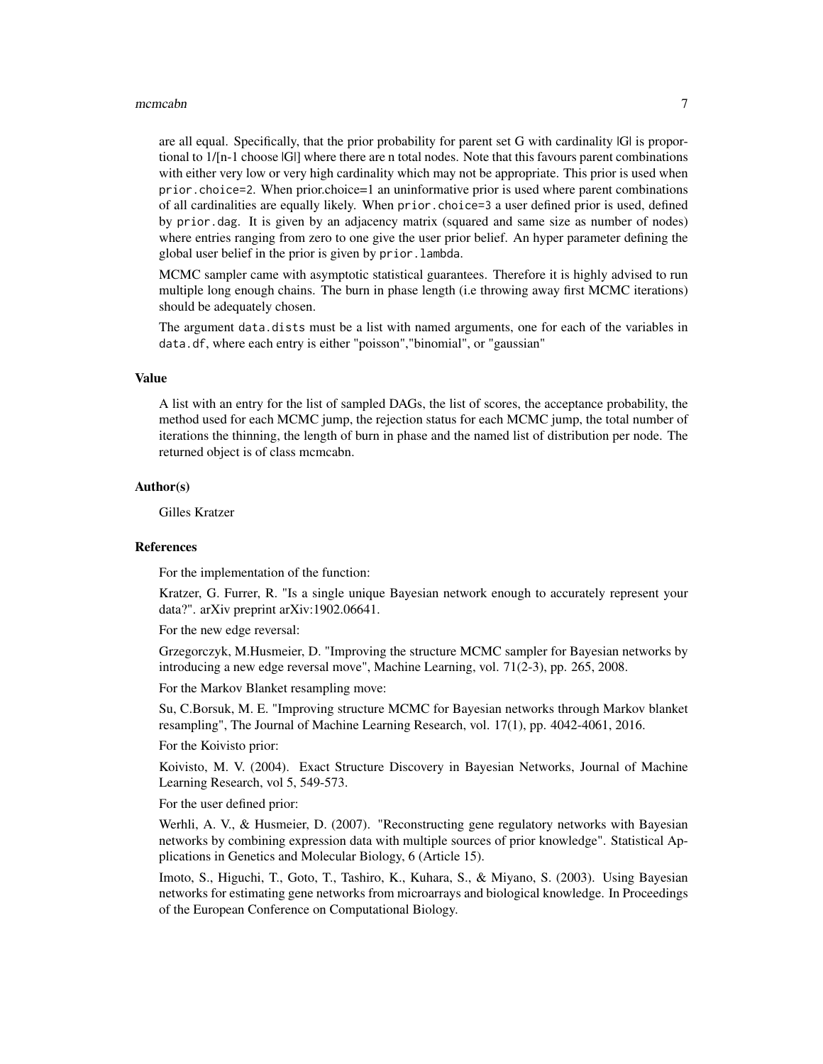are all equal. Specifically, that the prior probability for parent set G with cardinality |G| is proportional to 1/[n-1 choose |G|] where there are n total nodes. Note that this favours parent combinations with either very low or very high cardinality which may not be appropriate. This prior is used when `prior.choice=2`. When prior.choice=1 an uninformative prior is used where parent combinations of all cardinalities are equally likely. When `prior.choice=3` a user defined prior is used, defined by `prior.dag`. It is given by an adjacency matrix (squared and same size as number of nodes) where entries ranging from zero to one give the user prior belief. An hyper parameter defining the global user belief in the prior is given by `prior.lambda`.

MCMC sampler came with asymptotic statistical guarantees. Therefore it is highly advised to run multiple long enough chains. The burn in phase length (i.e throwing away first MCMC iterations) should be adequately chosen.

The argument `data.dists` must be a list with named arguments, one for each of the variables in `data.df`, where each entry is either "poisson","binomial", or "gaussian"

### Value

A list with an entry for the list of sampled DAGs, the list of scores, the acceptance probability, the method used for each MCMC jump, the rejection status for each MCMC jump, the total number of iterations the thinning, the length of burn in phase and the named list of distribution per node. The returned object is of class mcmcabn.

### Author(s)

Gilles Kratzer

### References

For the implementation of the function:

Kratzer, G. Furrer, R. "Is a single unique Bayesian network enough to accurately represent your data?". arXiv preprint arXiv:1902.06641.

For the new edge reversal:

Grzegorczyk, M.Husmeier, D. "Improving the structure MCMC sampler for Bayesian networks by introducing a new edge reversal move", Machine Learning, vol. 71(2-3), pp. 265, 2008.

For the Markov Blanket resampling move:

Su, C.Borsuk, M. E. "Improving structure MCMC for Bayesian networks through Markov blanket resampling", The Journal of Machine Learning Research, vol. 17(1), pp. 4042-4061, 2016.

For the Koivisto prior:

Koivisto, M. V. (2004). Exact Structure Discovery in Bayesian Networks, Journal of Machine Learning Research, vol 5, 549-573.

For the user defined prior:

Werhli, A. V., & Husmeier, D. (2007). "Reconstructing gene regulatory networks with Bayesian networks by combining expression data with multiple sources of prior knowledge". Statistical Applications in Genetics and Molecular Biology, 6 (Article 15).

Imoto, S., Higuchi, T., Goto, T., Tashiro, K., Kuhara, S., & Miyano, S. (2003). Using Bayesian networks for estimating gene networks from microarrays and biological knowledge. In Proceedings of the European Conference on Computational Biology.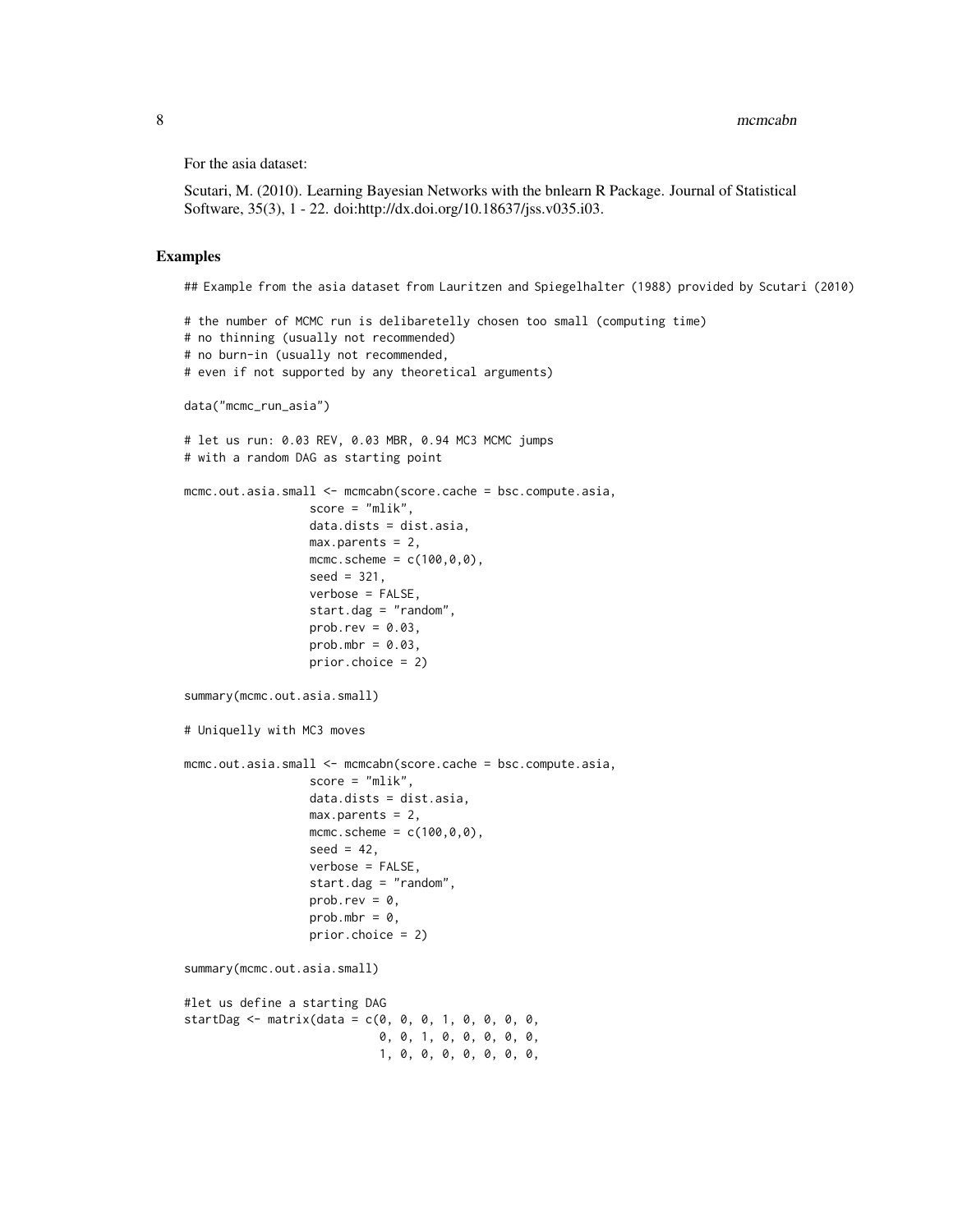For the asia dataset:

Scutari, M. (2010). Learning Bayesian Networks with the bnlearn R Package. Journal of Statistical Software, 35(3), 1 - 22. doi:http://dx.doi.org/10.18637/jss.v035.i03.

## Examples

```
## Example from the asia dataset from Lauritzen and Spiegelhalter (1988) provided by Scutari (2010)

# the number of MCMC run is delibaretelly chosen too small (computing time)
# no thinning (usually not recommended)
# no burn-in (usually not recommended,
# even if not supported by any theoretical arguments)

data("mcmc_run_asia")

# let us run: 0.03 REV, 0.03 MBR, 0.94 MC3 MCMC jumps
# with a random DAG as starting point

mcmc.out.asia.small <- mcmcabn(score.cache = bsc.compute.asia,
                  score = "mlik",
                  data.dists = dist.asia,
                  max.parents = 2,
                  mcmc.scheme = c(100,0,0),
                  seed = 321,
                  verbose = FALSE,
                  start.dag = "random",
                  prob.rev = 0.03,
                  prob.mbr = 0.03,
                  prior.choice = 2)

summary(mcmc.out.asia.small)

# Uniquelly with MC3 moves

mcmc.out.asia.small <- mcmcabn(score.cache = bsc.compute.asia,
                  score = "mlik",
                  data.dists = dist.asia,
                  max.parents = 2,
                  mcmc.scheme = c(100,0,0),
                  seed = 42,
                  verbose = FALSE,
                  start.dag = "random",
                  prob.rev = 0,
                  prob.mbr = 0,
                  prior.choice = 2)

summary(mcmc.out.asia.small)

#let us define a starting DAG
startDag <- matrix(data = c(0, 0, 0, 1, 0, 0, 0, 0,
                            0, 0, 1, 0, 0, 0, 0, 0,
                            1, 0, 0, 0, 0, 0, 0, 0,
```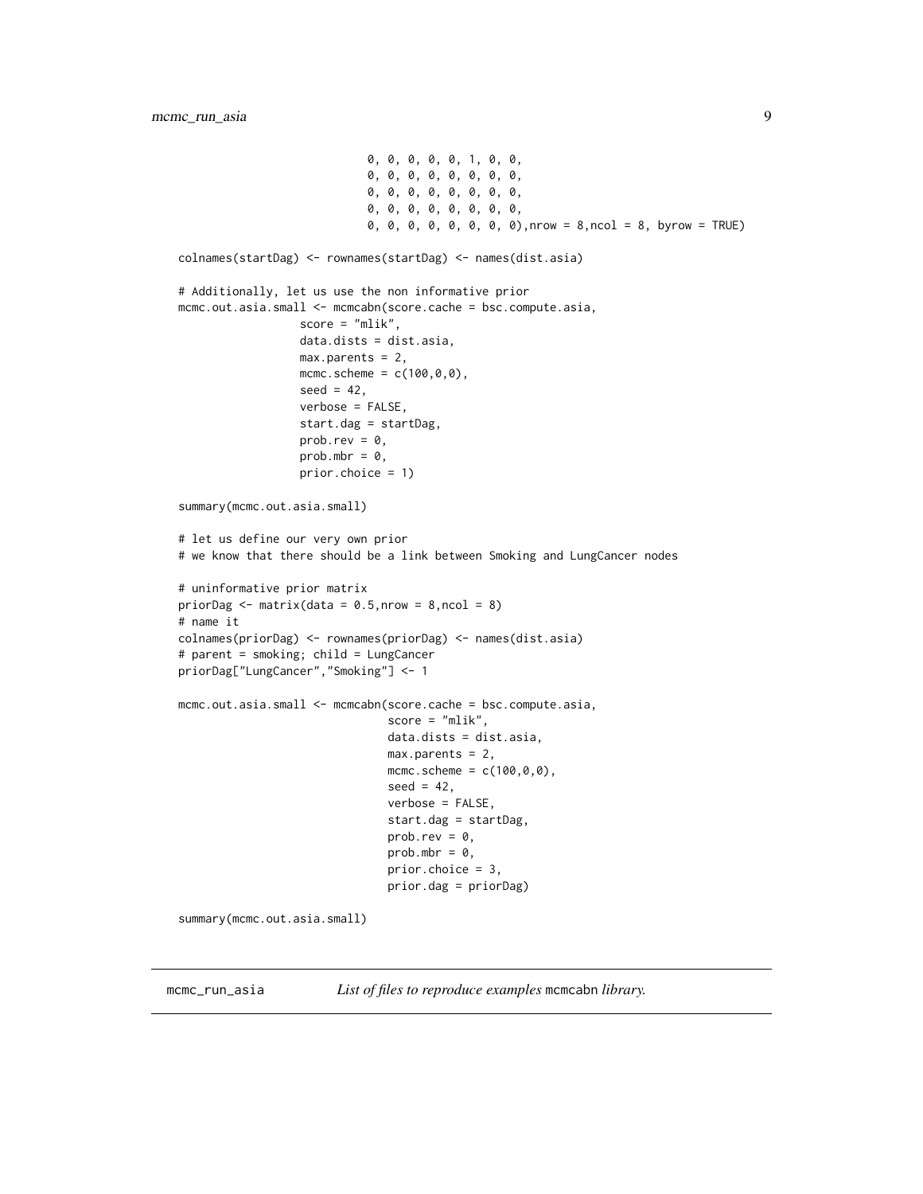```
                            0, 0, 0, 0, 0, 1, 0, 0,
                            0, 0, 0, 0, 0, 0, 0, 0,
                            0, 0, 0, 0, 0, 0, 0, 0,
                            0, 0, 0, 0, 0, 0, 0, 0,
                            0, 0, 0, 0, 0, 0, 0, 0),nrow = 8,ncol = 8, byrow = TRUE)

colnames(startDag) <- rownames(startDag) <- names(dist.asia)

# Additionally, let us use the non informative prior
mcmc.out.asia.small <- mcmcabn(score.cache = bsc.compute.asia,
                  score = "mlik",
                  data.dists = dist.asia,
                  max.parents = 2,
                  mcmc.scheme = c(100,0,0),
                  seed = 42,
                  verbose = FALSE,
                  start.dag = startDag,
                  prob.rev = 0,
                  prob.mbr = 0,
                  prior.choice = 1)

summary(mcmc.out.asia.small)

# let us define our very own prior
# we know that there should be a link between Smoking and LungCancer nodes

# uninformative prior matrix
priorDag <- matrix(data = 0.5,nrow = 8,ncol = 8)
# name it
colnames(priorDag) <- rownames(priorDag) <- names(dist.asia)
# parent = smoking; child = LungCancer
priorDag["LungCancer","Smoking"] <- 1

mcmc.out.asia.small <- mcmcabn(score.cache = bsc.compute.asia,
                               score = "mlik",
                               data.dists = dist.asia,
                               max.parents = 2,
                               mcmc.scheme = c(100,0,0),
                               seed = 42,
                               verbose = FALSE,
                               start.dag = startDag,
                               prob.rev = 0,
                               prob.mbr = 0,
                               prior.choice = 3,
                               prior.dag = priorDag)

summary(mcmc.out.asia.small)
```

---

## mcmc_run_asia    *List of files to reproduce examples* mcmcabn *library.*

---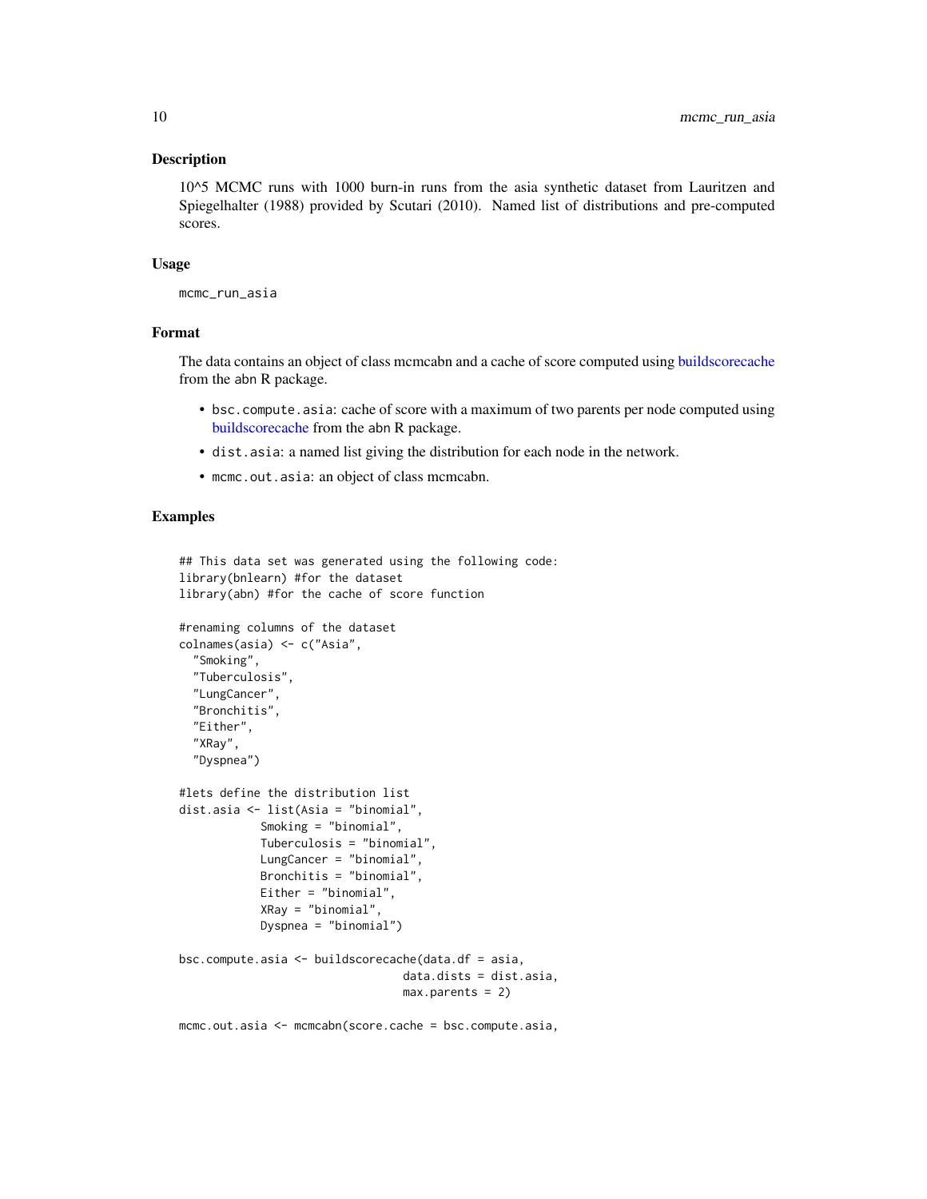### Description

10^5 MCMC runs with 1000 burn-in runs from the asia synthetic dataset from Lauritzen and Spiegelhalter (1988) provided by Scutari (2010). Named list of distributions and pre-computed scores.

### Usage

```
mcmc_run_asia
```

### Format

The data contains an object of class mcmcabn and a cache of score computed using buildscorecache from the abn R package.

- `bsc.compute.asia`: cache of score with a maximum of two parents per node computed using buildscorecache from the abn R package.
- `dist.asia`: a named list giving the distribution for each node in the network.
- `mcmc.out.asia`: an object of class mcmcabn.

### Examples

```
## This data set was generated using the following code:
library(bnlearn) #for the dataset
library(abn) #for the cache of score function

#renaming columns of the dataset
colnames(asia) <- c("Asia",
  "Smoking",
  "Tuberculosis",
  "LungCancer",
  "Bronchitis",
  "Either",
  "XRay",
  "Dyspnea")

#lets define the distribution list
dist.asia <- list(Asia = "binomial",
            Smoking = "binomial",
            Tuberculosis = "binomial",
            LungCancer = "binomial",
            Bronchitis = "binomial",
            Either = "binomial",
            XRay = "binomial",
            Dyspnea = "binomial")

bsc.compute.asia <- buildscorecache(data.df = asia,
                                data.dists = dist.asia,
                                max.parents = 2)

mcmc.out.asia <- mcmcabn(score.cache = bsc.compute.asia,
```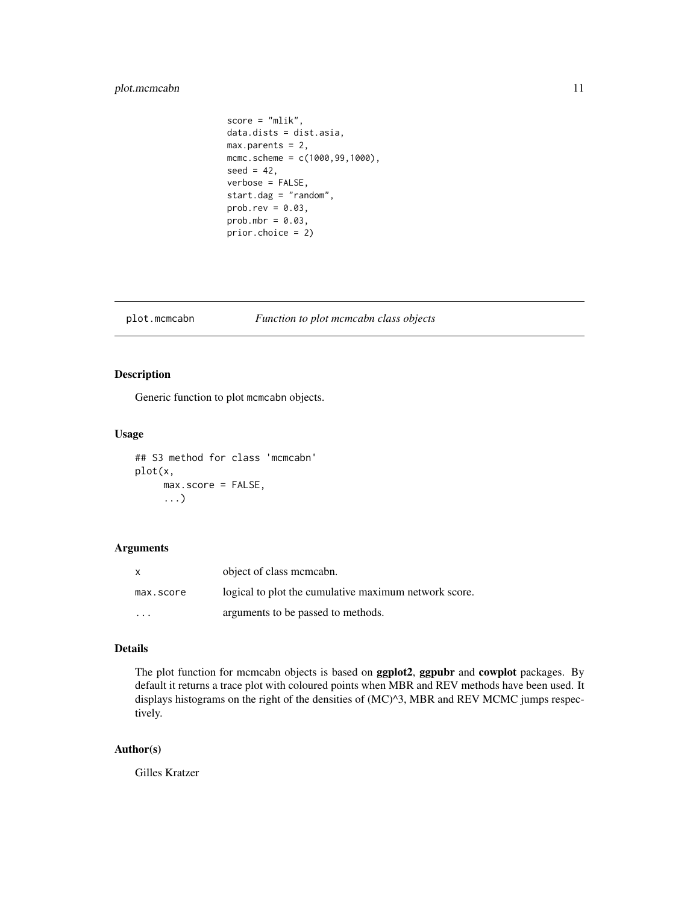```
                  score = "mlik",
                  data.dists = dist.asia,
                  max.parents = 2,
                  mcmc.scheme = c(1000,99,1000),
                  seed = 42,
                  verbose = FALSE,
                  start.dag = "random",
                  prob.rev = 0.03,
                  prob.mbr = 0.03,
                  prior.choice = 2)
```

---

## plot.mcmcabn — *Function to plot mcmcabn class objects*

---

### Description

Generic function to plot mcmcabn objects.

### Usage

```
## S3 method for class 'mcmcabn'
plot(x,
     max.score = FALSE,
     ...)
```

### Arguments

| | |
|---|---|
| x | object of class mcmcabn. |
| max.score | logical to plot the cumulative maximum network score. |
| ... | arguments to be passed to methods. |

### Details

The plot function for mcmcabn objects is based on **ggplot2**, **ggpubr** and **cowplot** packages. By default it returns a trace plot with coloured points when MBR and REV methods have been used. It displays histograms on the right of the densities of (MC)^3, MBR and REV MCMC jumps respectively.

### Author(s)

Gilles Kratzer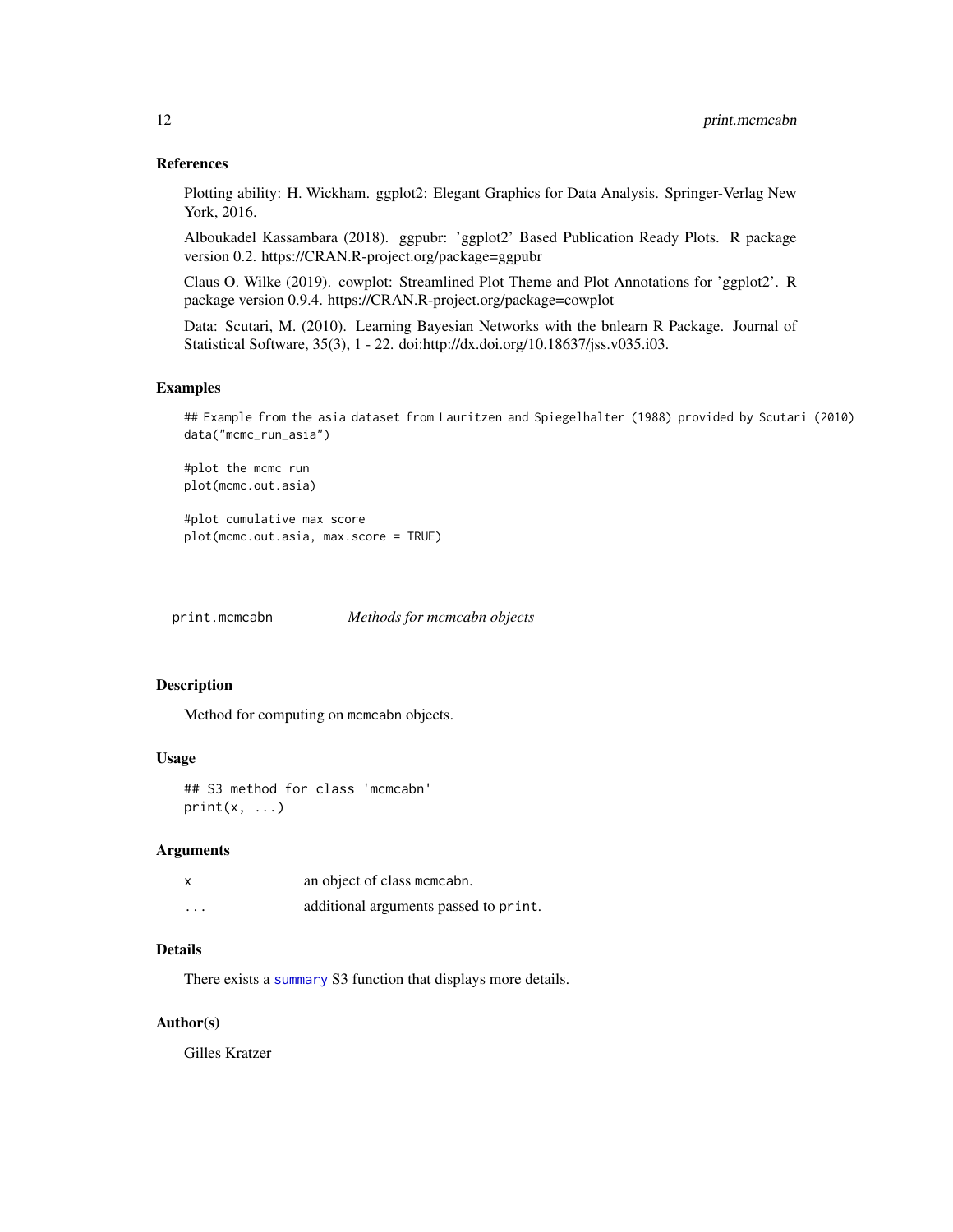### References

Plotting ability: H. Wickham. ggplot2: Elegant Graphics for Data Analysis. Springer-Verlag New York, 2016.

Alboukadel Kassambara (2018). ggpubr: 'ggplot2' Based Publication Ready Plots. R package version 0.2. https://CRAN.R-project.org/package=ggpubr

Claus O. Wilke (2019). cowplot: Streamlined Plot Theme and Plot Annotations for 'ggplot2'. R package version 0.9.4. https://CRAN.R-project.org/package=cowplot

Data: Scutari, M. (2010). Learning Bayesian Networks with the bnlearn R Package. Journal of Statistical Software, 35(3), 1 - 22. doi:http://dx.doi.org/10.18637/jss.v035.i03.

### Examples

```
## Example from the asia dataset from Lauritzen and Spiegelhalter (1988) provided by Scutari (2010)
data("mcmc_run_asia")

#plot the mcmc run
plot(mcmc.out.asia)

#plot cumulative max score
plot(mcmc.out.asia, max.score = TRUE)
```

---

## print.mcmcabn — *Methods for mcmcabn objects*

### Description

Method for computing on mcmcabn objects.

### Usage

```
## S3 method for class 'mcmcabn'
print(x, ...)
```

### Arguments

| | |
|---|---|
| x | an object of class mcmcabn. |
| ... | additional arguments passed to print. |

### Details

There exists a summary S3 function that displays more details.

### Author(s)

Gilles Kratzer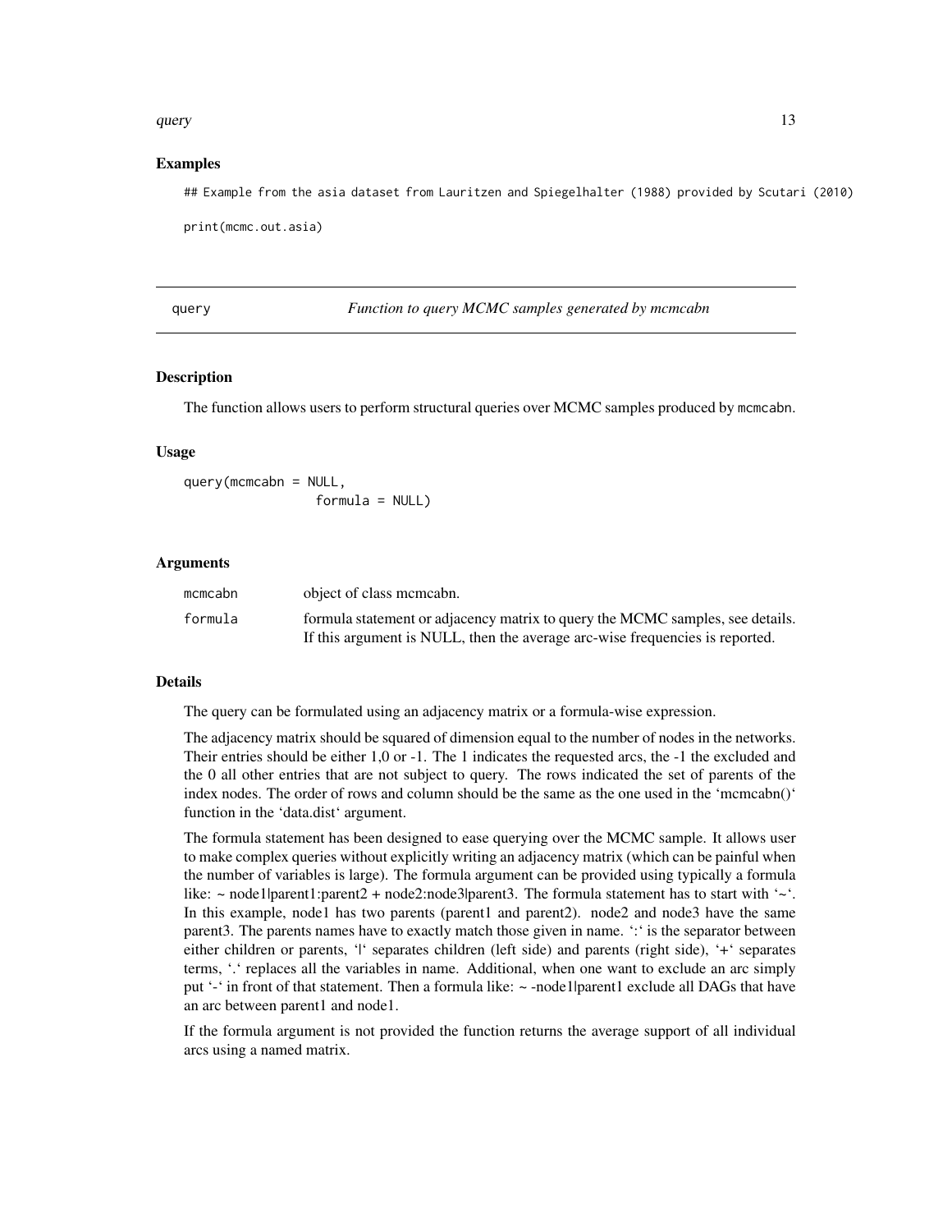### Examples

```
## Example from the asia dataset from Lauritzen and Spiegelhalter (1988) provided by Scutari (2010)

print(mcmc.out.asia)
```

## query — *Function to query MCMC samples generated by mcmcabn*

### Description

The function allows users to perform structural queries over MCMC samples produced by `mcmcabn`.

### Usage

```
query(mcmcabn = NULL,
                formula = NULL)
```

### Arguments

| | |
|---|---|
| `mcmcabn` | object of class mcmcabn. |
| `formula` | formula statement or adjacency matrix to query the MCMC samples, see details. If this argument is NULL, then the average arc-wise frequencies is reported. |

### Details

The query can be formulated using an adjacency matrix or a formula-wise expression.

The adjacency matrix should be squared of dimension equal to the number of nodes in the networks. Their entries should be either 1,0 or -1. The 1 indicates the requested arcs, the -1 the excluded and the 0 all other entries that are not subject to query. The rows indicated the set of parents of the index nodes. The order of rows and column should be the same as the one used in the 'mcmcabn()' function in the 'data.dist' argument.

The formula statement has been designed to ease querying over the MCMC sample. It allows user to make complex queries without explicitly writing an adjacency matrix (which can be painful when the number of variables is large). The formula argument can be provided using typically a formula like: ~ node1|parent1:parent2 + node2:node3|parent3. The formula statement has to start with '~'. In this example, node1 has two parents (parent1 and parent2). node2 and node3 have the same parent3. The parents names have to exactly match those given in name. ':' is the separator between either children or parents, '|' separates children (left side) and parents (right side), '+' separates terms, '.' replaces all the variables in name. Additional, when one want to exclude an arc simply put '-' in front of that statement. Then a formula like: ~ -node1|parent1 exclude all DAGs that have an arc between parent1 and node1.

If the formula argument is not provided the function returns the average support of all individual arcs using a named matrix.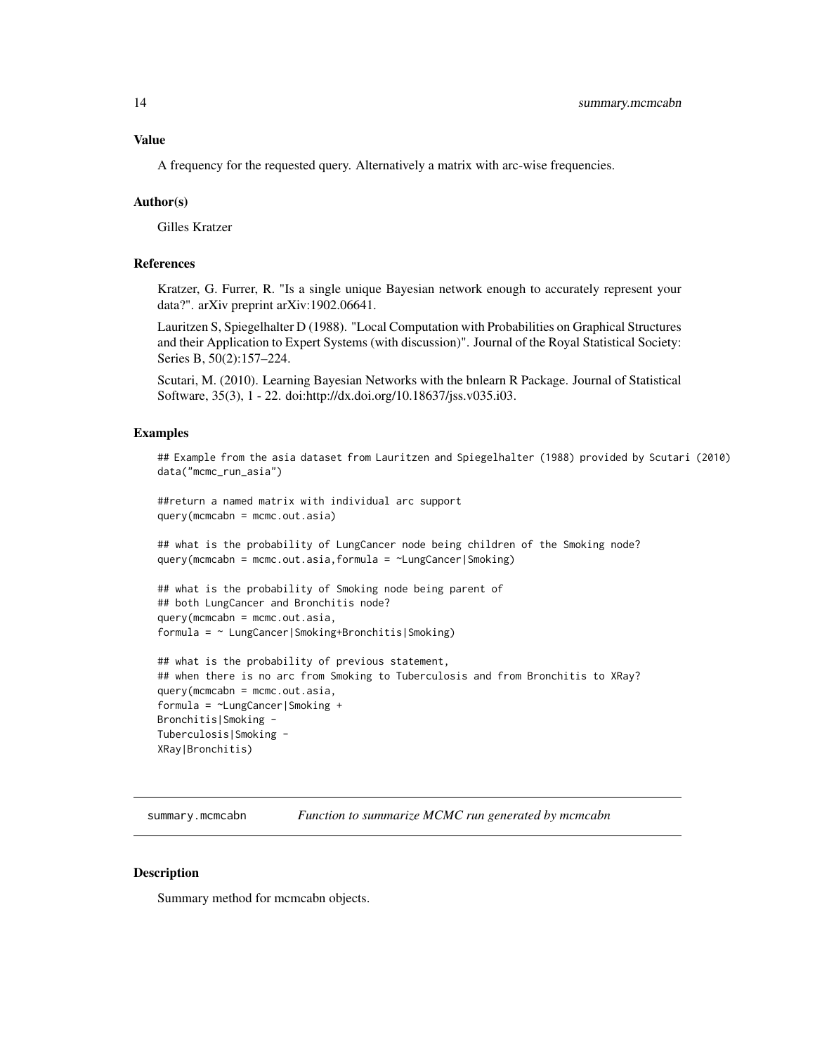### Value

A frequency for the requested query. Alternatively a matrix with arc-wise frequencies.

### Author(s)

Gilles Kratzer

### References

Kratzer, G. Furrer, R. "Is a single unique Bayesian network enough to accurately represent your data?". arXiv preprint arXiv:1902.06641.

Lauritzen S, Spiegelhalter D (1988). "Local Computation with Probabilities on Graphical Structures and their Application to Expert Systems (with discussion)". Journal of the Royal Statistical Society: Series B, 50(2):157–224.

Scutari, M. (2010). Learning Bayesian Networks with the bnlearn R Package. Journal of Statistical Software, 35(3), 1 - 22. doi:http://dx.doi.org/10.18637/jss.v035.i03.

### Examples

```
## Example from the asia dataset from Lauritzen and Spiegelhalter (1988) provided by Scutari (2010)
data("mcmc_run_asia")

##return a named matrix with individual arc support
query(mcmcabn = mcmc.out.asia)

## what is the probability of LungCancer node being children of the Smoking node?
query(mcmcabn = mcmc.out.asia,formula = ~LungCancer|Smoking)

## what is the probability of Smoking node being parent of
## both LungCancer and Bronchitis node?
query(mcmcabn = mcmc.out.asia,
formula = ~ LungCancer|Smoking+Bronchitis|Smoking)

## what is the probability of previous statement,
## when there is no arc from Smoking to Tuberculosis and from Bronchitis to XRay?
query(mcmcabn = mcmc.out.asia,
formula = ~LungCancer|Smoking +
Bronchitis|Smoking -
Tuberculosis|Smoking -
XRay|Bronchitis)
```

---

## summary.mcmcabn    *Function to summarize MCMC run generated by mcmcabn*

### Description

Summary method for mcmcabn objects.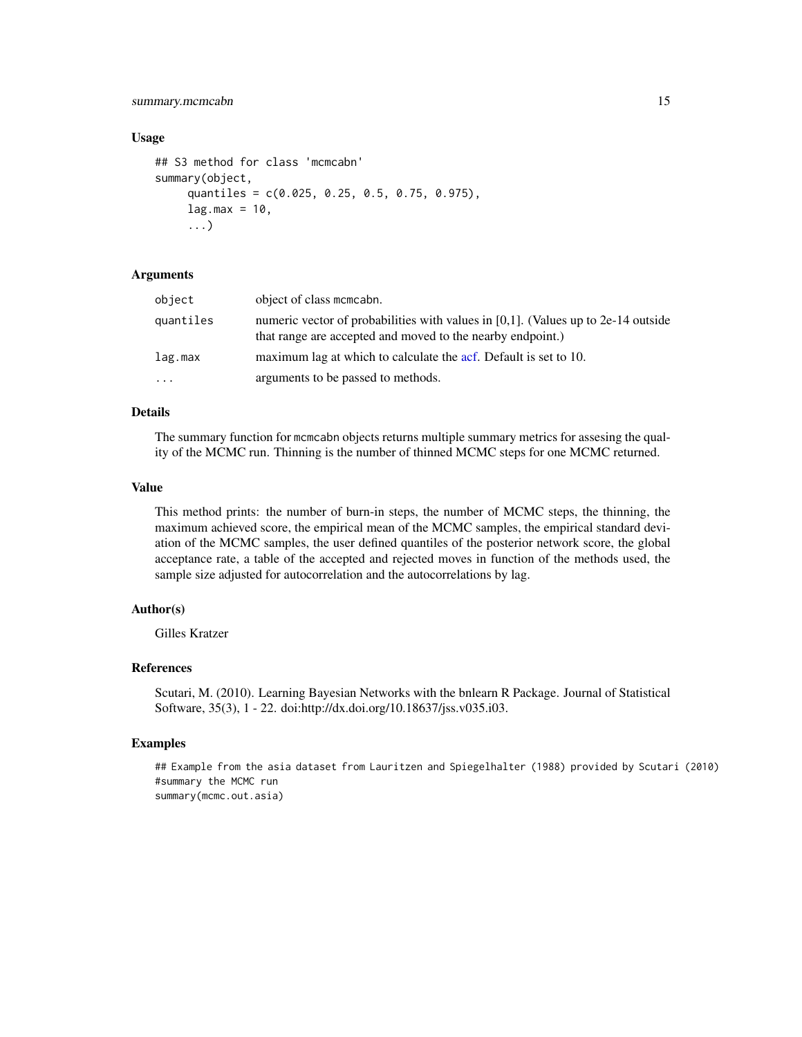### Usage

```
## S3 method for class 'mcmcabn'
summary(object,
     quantiles = c(0.025, 0.25, 0.5, 0.75, 0.975),
     lag.max = 10,
     ...)
```

### Arguments

| | |
|---|---|
| object | object of class mcmcabn. |
| quantiles | numeric vector of probabilities with values in [0,1]. (Values up to 2e-14 outside that range are accepted and moved to the nearby endpoint.) |
| lag.max | maximum lag at which to calculate the acf. Default is set to 10. |
| ... | arguments to be passed to methods. |

### Details

The summary function for mcmcabn objects returns multiple summary metrics for assesing the quality of the MCMC run. Thinning is the number of thinned MCMC steps for one MCMC returned.

### Value

This method prints: the number of burn-in steps, the number of MCMC steps, the thinning, the maximum achieved score, the empirical mean of the MCMC samples, the empirical standard deviation of the MCMC samples, the user defined quantiles of the posterior network score, the global acceptance rate, a table of the accepted and rejected moves in function of the methods used, the sample size adjusted for autocorrelation and the autocorrelations by lag.

### Author(s)

Gilles Kratzer

### References

Scutari, M. (2010). Learning Bayesian Networks with the bnlearn R Package. Journal of Statistical Software, 35(3), 1 - 22. doi:http://dx.doi.org/10.18637/jss.v035.i03.

### Examples

```
## Example from the asia dataset from Lauritzen and Spiegelhalter (1988) provided by Scutari (2010)
#summary the MCMC run
summary(mcmc.out.asia)
```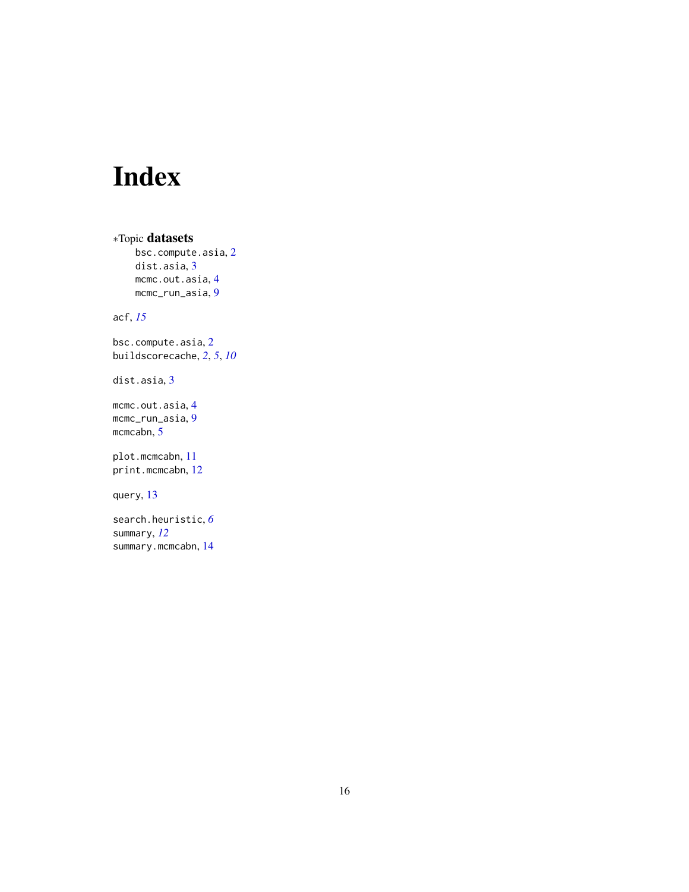# Index

∗Topic **datasets**

- bsc.compute.asia, 2
- dist.asia, 3
- mcmc.out.asia, 4
- mcmc_run_asia, 9

acf, *15*

bsc.compute.asia, 2
buildscorecache, *2*, *5*, *10*

dist.asia, 3

mcmc.out.asia, 4
mcmc_run_asia, 9
mcmcabn, 5

plot.mcmcabn, 11
print.mcmcabn, 12

query, 13

search.heuristic, *6*
summary, *12*
summary.mcmcabn, 14